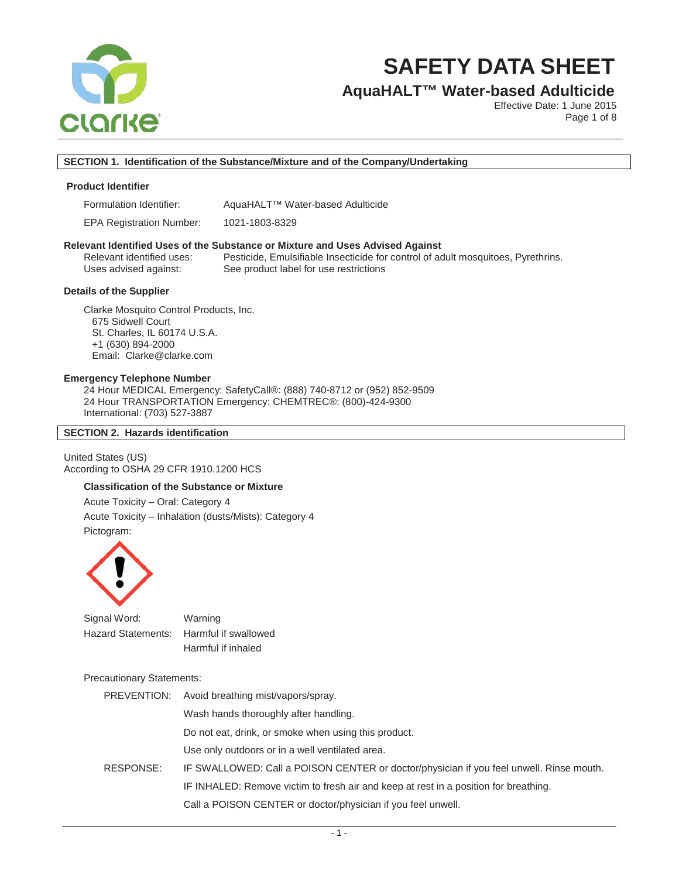# SAFETY DATA SHEET

## AquaHALT™ Water-based Adulticide

Effective Date: 1 June 2015

### SECTION 1. Identification of the Substance/Mixture and of the Company/Undertaking

**Product Identifier**

Formulation Identifier: AquaHALT™ Water-based Adulticide

EPA Registration Number: 1021-1803-8329

**Relevant Identified Uses of the Substance or Mixture and Uses Advised Against**

Relevant identified uses: Pesticide, Emulsifiable Insecticide for control of adult mosquitoes, Pyrethrins.

Uses advised against: See product label for use restrictions

**Details of the Supplier**

Clarke Mosquito Control Products, Inc.
675 Sidwell Court
St. Charles, IL 60174 U.S.A.
+1 (630) 894-2000
Email: Clarke@clarke.com

**Emergency Telephone Number**

24 Hour MEDICAL Emergency: SafetyCall®: (888) 740-8712 or (952) 852-9509
24 Hour TRANSPORTATION Emergency: CHEMTREC®: (800)-424-9300
International: (703) 527-3887

### SECTION 2. Hazards identification

United States (US)
According to OSHA 29 CFR 1910.1200 HCS

**Classification of the Substance or Mixture**

Acute Toxicity – Oral: Category 4

Acute Toxicity – Inhalation (dusts/Mists): Category 4

Pictogram:

Signal Word: Warning

Hazard Statements: Harmful if swallowed
Harmful if inhaled

Precautionary Statements:

PREVENTION:
- Avoid breathing mist/vapors/spray.
- Wash hands thoroughly after handling.
- Do not eat, drink, or smoke when using this product.
- Use only outdoors or in a well ventilated area.

RESPONSE:
- IF SWALLOWED: Call a POISON CENTER or doctor/physician if you feel unwell. Rinse mouth.
- IF INHALED: Remove victim to fresh air and keep at rest in a position for breathing.
- Call a POISON CENTER or doctor/physician if you feel unwell.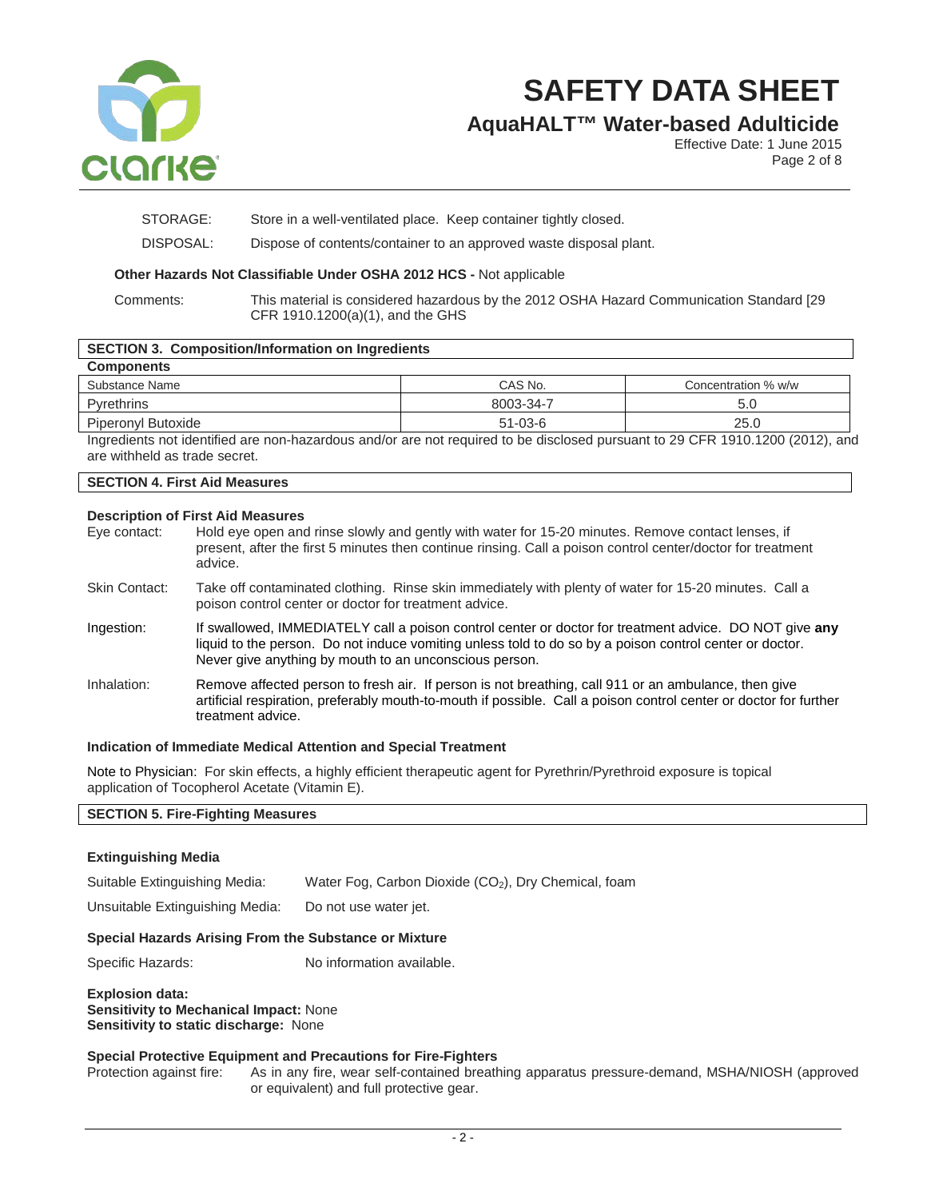STORAGE: Store in a well-ventilated place. Keep container tightly closed.

DISPOSAL: Dispose of contents/container to an approved waste disposal plant.

**Other Hazards Not Classifiable Under OSHA 2012 HCS -** Not applicable

Comments: This material is considered hazardous by the 2012 OSHA Hazard Communication Standard [29 CFR 1910.1200(a)(1), and the GHS

## SECTION 3. Composition/Information on Ingredients

**Components**

| Substance Name | CAS No. | Concentration % w/w |
|---|---|---|
| Pyrethrins | 8003-34-7 | 5.0 |
| Piperonyl Butoxide | 51-03-6 | 25.0 |

Ingredients not identified are non-hazardous and/or are not required to be disclosed pursuant to 29 CFR 1910.1200 (2012), and are withheld as trade secret.

## SECTION 4. First Aid Measures

**Description of First Aid Measures**

Eye contact: Hold eye open and rinse slowly and gently with water for 15-20 minutes. Remove contact lenses, if present, after the first 5 minutes then continue rinsing. Call a poison control center/doctor for treatment advice.

Skin Contact: Take off contaminated clothing. Rinse skin immediately with plenty of water for 15-20 minutes. Call a poison control center or doctor for treatment advice.

Ingestion: If swallowed, IMMEDIATELY call a poison control center or doctor for treatment advice. DO NOT give **any** liquid to the person. Do not induce vomiting unless told to do so by a poison control center or doctor. Never give anything by mouth to an unconscious person.

Inhalation: Remove affected person to fresh air. If person is not breathing, call 911 or an ambulance, then give artificial respiration, preferably mouth-to-mouth if possible. Call a poison control center or doctor for further treatment advice.

**Indication of Immediate Medical Attention and Special Treatment**

Note to Physician: For skin effects, a highly efficient therapeutic agent for Pyrethrin/Pyrethroid exposure is topical application of Tocopherol Acetate (Vitamin E).

## SECTION 5. Fire-Fighting Measures

**Extinguishing Media**

Suitable Extinguishing Media: Water Fog, Carbon Dioxide ($CO_2$), Dry Chemical, foam

Unsuitable Extinguishing Media: Do not use water jet.

**Special Hazards Arising From the Substance or Mixture**

Specific Hazards: No information available.

**Explosion data:**
**Sensitivity to Mechanical Impact:** None
**Sensitivity to static discharge:** None

**Special Protective Equipment and Precautions for Fire-Fighters**

Protection against fire: As in any fire, wear self-contained breathing apparatus pressure-demand, MSHA/NIOSH (approved or equivalent) and full protective gear.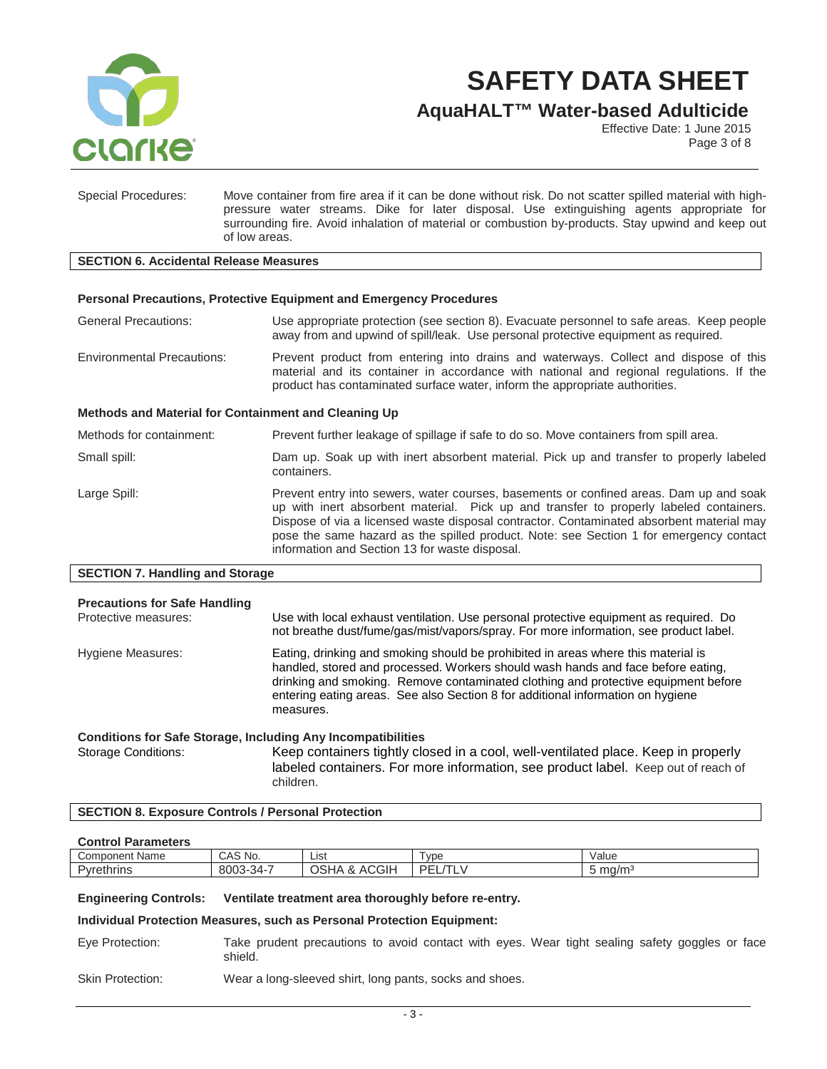Special Procedures: Move container from fire area if it can be done without risk. Do not scatter spilled material with high-pressure water streams. Dike for later disposal. Use extinguishing agents appropriate for surrounding fire. Avoid inhalation of material or combustion by-products. Stay upwind and keep out of low areas.

## SECTION 6. Accidental Release Measures

### Personal Precautions, Protective Equipment and Emergency Procedures

General Precautions: Use appropriate protection (see section 8). Evacuate personnel to safe areas. Keep people away from and upwind of spill/leak. Use personal protective equipment as required.

Environmental Precautions: Prevent product from entering into drains and waterways. Collect and dispose of this material and its container in accordance with national and regional regulations. If the product has contaminated surface water, inform the appropriate authorities.

### Methods and Material for Containment and Cleaning Up

Methods for containment: Prevent further leakage of spillage if safe to do so. Move containers from spill area.

Small spill: Dam up. Soak up with inert absorbent material. Pick up and transfer to properly labeled containers.

Large Spill: Prevent entry into sewers, water courses, basements or confined areas. Dam up and soak up with inert absorbent material. Pick up and transfer to properly labeled containers. Dispose of via a licensed waste disposal contractor. Contaminated absorbent material may pose the same hazard as the spilled product. Note: see Section 1 for emergency contact information and Section 13 for waste disposal.

## SECTION 7. Handling and Storage

### Precautions for Safe Handling

Protective measures: Use with local exhaust ventilation. Use personal protective equipment as required. Do not breathe dust/fume/gas/mist/vapors/spray. For more information, see product label.

Hygiene Measures: Eating, drinking and smoking should be prohibited in areas where this material is handled, stored and processed. Workers should wash hands and face before eating, drinking and smoking. Remove contaminated clothing and protective equipment before entering eating areas. See also Section 8 for additional information on hygiene measures.

### Conditions for Safe Storage, Including Any Incompatibilities

Storage Conditions: Keep containers tightly closed in a cool, well-ventilated place. Keep in properly labeled containers. For more information, see product label. Keep out of reach of children.

## SECTION 8. Exposure Controls / Personal Protection

### Control Parameters

| Component Name | CAS No. | List | Type | Value |
|---|---|---|---|---|
| Pyrethrins | 8003-34-7 | OSHA & ACGIH | PEL/TLV | 5 $mg/m^3$ |

**Engineering Controls: Ventilate treatment area thoroughly before re-entry.**

**Individual Protection Measures, such as Personal Protection Equipment:**

Eye Protection: Take prudent precautions to avoid contact with eyes. Wear tight sealing safety goggles or face shield.

Skin Protection: Wear a long-sleeved shirt, long pants, socks and shoes.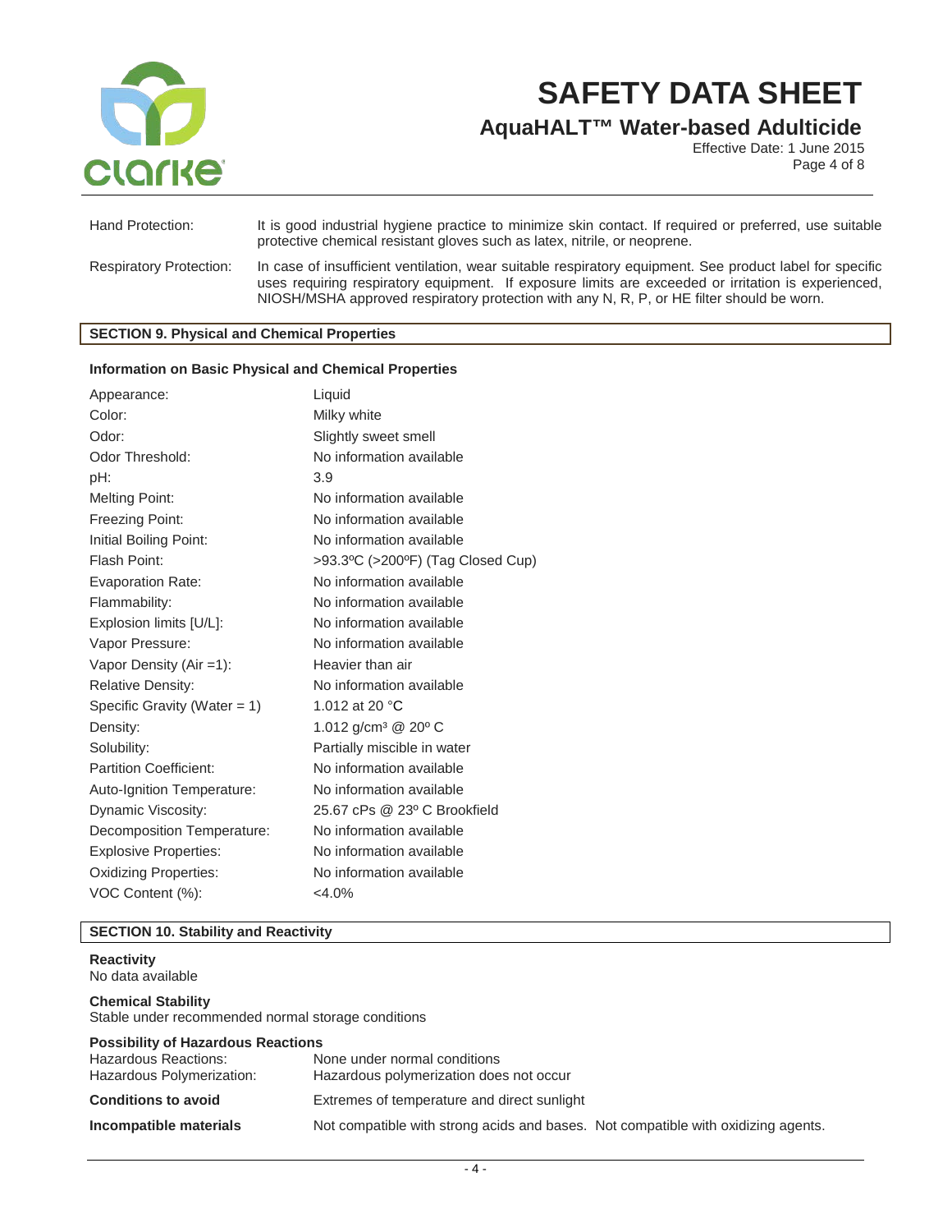| | |
|---|---|
| Hand Protection: | It is good industrial hygiene practice to minimize skin contact. If required or preferred, use suitable protective chemical resistant gloves such as latex, nitrile, or neoprene. |
| Respiratory Protection: | In case of insufficient ventilation, wear suitable respiratory equipment. See product label for specific uses requiring respiratory equipment. If exposure limits are exceeded or irritation is experienced, NIOSH/MSHA approved respiratory protection with any N, R, P, or HE filter should be worn. |

## SECTION 9. Physical and Chemical Properties

### Information on Basic Physical and Chemical Properties

| | |
|---|---|
| Appearance: | Liquid |
| Color: | Milky white |
| Odor: | Slightly sweet smell |
| Odor Threshold: | No information available |
| pH: | 3.9 |
| Melting Point: | No information available |
| Freezing Point: | No information available |
| Initial Boiling Point: | No information available |
| Flash Point: | >93.3ºC (>200ºF) (Tag Closed Cup) |
| Evaporation Rate: | No information available |
| Flammability: | No information available |
| Explosion limits [U/L]: | No information available |
| Vapor Pressure: | No information available |
| Vapor Density (Air =1): | Heavier than air |
| Relative Density: | No information available |
| Specific Gravity (Water = 1) | 1.012 at 20 °C |
| Density: | 1.012 g/cm³ @ 20º C |
| Solubility: | Partially miscible in water |
| Partition Coefficient: | No information available |
| Auto-Ignition Temperature: | No information available |
| Dynamic Viscosity: | 25.67 cPs @ 23º C Brookfield |
| Decomposition Temperature: | No information available |
| Explosive Properties: | No information available |
| Oxidizing Properties: | No information available |
| VOC Content (%): | <4.0% |

## SECTION 10. Stability and Reactivity

**Reactivity**
No data available

**Chemical Stability**
Stable under recommended normal storage conditions

**Possibility of Hazardous Reactions**

| | |
|---|---|
| Hazardous Reactions: | None under normal conditions |
| Hazardous Polymerization: | Hazardous polymerization does not occur |
| **Conditions to avoid** | Extremes of temperature and direct sunlight |
| **Incompatible materials** | Not compatible with strong acids and bases. Not compatible with oxidizing agents. |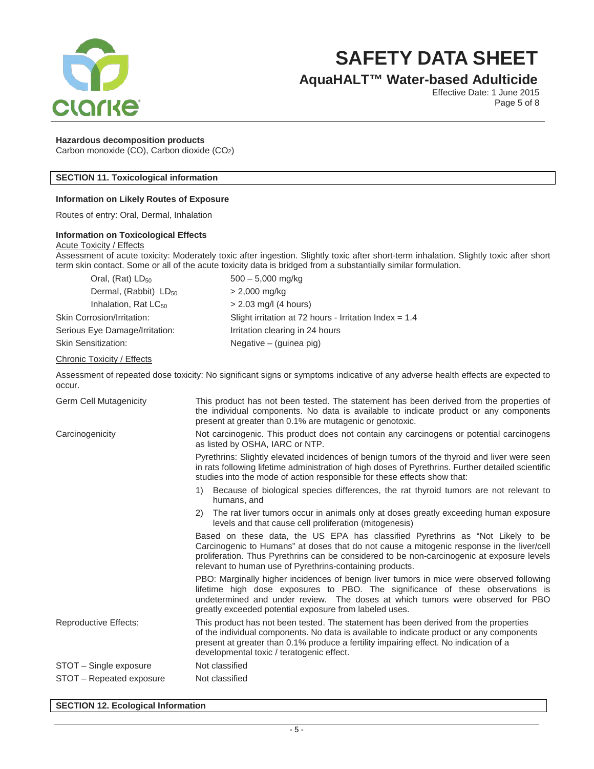**Hazardous decomposition products**

Carbon monoxide (CO), Carbon dioxide ($CO_2$)

## SECTION 11. Toxicological information

**Information on Likely Routes of Exposure**

Routes of entry: Oral, Dermal, Inhalation

**Information on Toxicological Effects**

Acute Toxicity / Effects

Assessment of acute toxicity: Moderately toxic after ingestion. Slightly toxic after short-term inhalation. Slightly toxic after short term skin contact. Some or all of the acute toxicity data is bridged from a substantially similar formulation.

| | |
|---|---|
| Oral, (Rat) $LD_{50}$ | 500 – 5,000 mg/kg |
| Dermal, (Rabbit) $LD_{50}$ | > 2,000 mg/kg |
| Inhalation, Rat $LC_{50}$ | > 2.03 mg/l (4 hours) |
| Skin Corrosion/Irritation: | Slight irritation at 72 hours - Irritation Index = 1.4 |
| Serious Eye Damage/Irritation: | Irritation clearing in 24 hours |
| Skin Sensitization: | Negative – (guinea pig) |

Chronic Toxicity / Effects

Assessment of repeated dose toxicity: No significant signs or symptoms indicative of any adverse health effects are expected to occur.

Germ Cell Mutagenicity: This product has not been tested. The statement has been derived from the properties of the individual components. No data is available to indicate product or any components present at greater than 0.1% are mutagenic or genotoxic.

Carcinogenicity: Not carcinogenic. This product does not contain any carcinogens or potential carcinogens as listed by OSHA, IARC or NTP.

Pyrethrins: Slightly elevated incidences of benign tumors of the thyroid and liver were seen in rats following lifetime administration of high doses of Pyrethrins. Further detailed scientific studies into the mode of action responsible for these effects show that:

1) Because of biological species differences, the rat thyroid tumors are not relevant to humans, and
2) The rat liver tumors occur in animals only at doses greatly exceeding human exposure levels and that cause cell proliferation (mitogenesis)

Based on these data, the US EPA has classified Pyrethrins as "Not Likely to be Carcinogenic to Humans" at doses that do not cause a mitogenic response in the liver/cell proliferation. Thus Pyrethrins can be considered to be non-carcinogenic at exposure levels relevant to human use of Pyrethrins-containing products.

PBO: Marginally higher incidences of benign liver tumors in mice were observed following lifetime high dose exposures to PBO. The significance of these observations is undetermined and under review. The doses at which tumors were observed for PBO greatly exceeded potential exposure from labeled uses.

Reproductive Effects: This product has not been tested. The statement has been derived from the properties of the individual components. No data is available to indicate product or any components present at greater than 0.1% produce a fertility impairing effect. No indication of a developmental toxic / teratogenic effect.

STOT – Single exposure: Not classified

STOT – Repeated exposure: Not classified

## SECTION 12. Ecological Information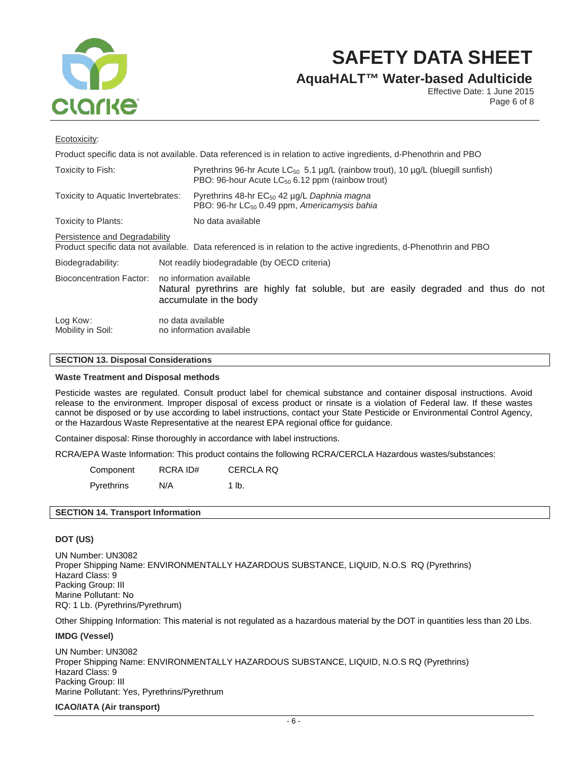Ecotoxicity:

Product specific data is not available. Data referenced is in relation to active ingredients, d-Phenothrin and PBO

| | |
|---|---|
| Toxicity to Fish: | Pyrethrins 96-hr Acute $LC_{50}$ 5.1 µg/L (rainbow trout), 10 µg/L (bluegill sunfish)<br>PBO: 96-hour Acute $LC_{50}$ 6.12 ppm (rainbow trout) |
| Toxicity to Aquatic Invertebrates: | Pyrethrins 48-hr $EC_{50}$ 42 µg/L *Daphnia magna*<br>PBO: 96-hr $LC_{50}$ 0.49 ppm, *Americamysis bahia* |
| Toxicity to Plants: | No data available |

Persistence and Degradability

Product specific data not available. Data referenced is in relation to the active ingredients, d-Phenothrin and PBO

| | |
|---|---|
| Biodegradability: | Not readily biodegradable (by OECD criteria) |
| Bioconcentration Factor: | no information available<br>Natural pyrethrins are highly fat soluble, but are easily degraded and thus do not accumulate in the body |
| Log Kow: | no data available |
| Mobility in Soil: | no information available |

## SECTION 13. Disposal Considerations

**Waste Treatment and Disposal methods**

Pesticide wastes are regulated. Consult product label for chemical substance and container disposal instructions. Avoid release to the environment. Improper disposal of excess product or rinsate is a violation of Federal law. If these wastes cannot be disposed or by use according to label instructions, contact your State Pesticide or Environmental Control Agency, or the Hazardous Waste Representative at the nearest EPA regional office for guidance.

Container disposal: Rinse thoroughly in accordance with label instructions.

RCRA/EPA Waste Information: This product contains the following RCRA/CERCLA Hazardous wastes/substances:

| Component | RCRA ID# | CERCLA RQ |
|---|---|---|
| Pyrethrins | N/A | 1 lb. |

## SECTION 14. Transport Information

**DOT (US)**

UN Number: UN3082
Proper Shipping Name: ENVIRONMENTALLY HAZARDOUS SUBSTANCE, LIQUID, N.O.S RQ (Pyrethrins)
Hazard Class: 9
Packing Group: III
Marine Pollutant: No
RQ: 1 Lb. (Pyrethrins/Pyrethrum)

Other Shipping Information: This material is not regulated as a hazardous material by the DOT in quantities less than 20 Lbs.

**IMDG (Vessel)**

UN Number: UN3082
Proper Shipping Name: ENVIRONMENTALLY HAZARDOUS SUBSTANCE, LIQUID, N.O.S RQ (Pyrethrins)
Hazard Class: 9
Packing Group: III
Marine Pollutant: Yes, Pyrethrins/Pyrethrum

**ICAO/IATA (Air transport)**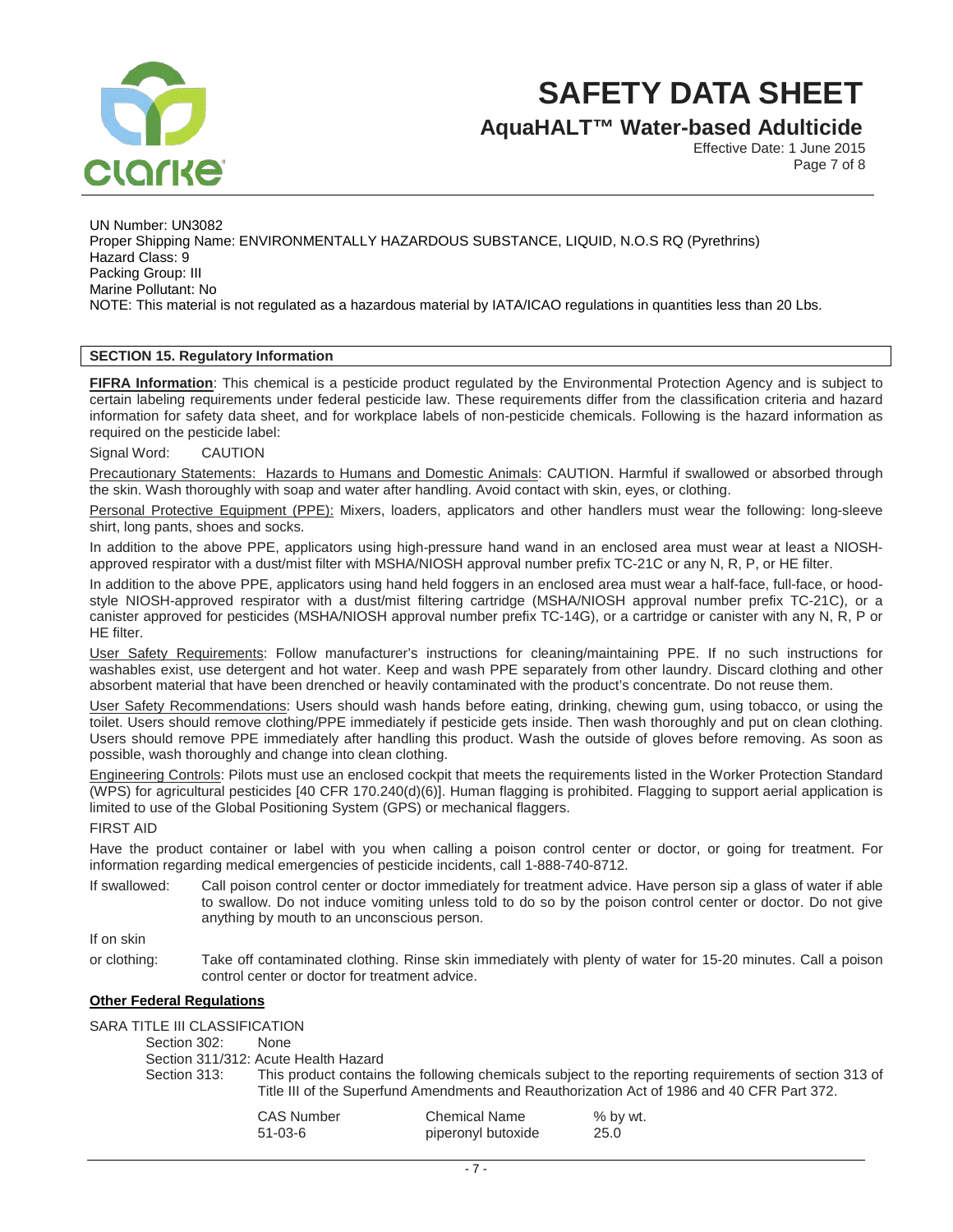UN Number: UN3082
Proper Shipping Name: ENVIRONMENTALLY HAZARDOUS SUBSTANCE, LIQUID, N.O.S RQ (Pyrethrins)
Hazard Class: 9
Packing Group: III
Marine Pollutant: No
NOTE: This material is not regulated as a hazardous material by IATA/ICAO regulations in quantities less than 20 Lbs.

## SECTION 15. Regulatory Information

**FIFRA Information**: This chemical is a pesticide product regulated by the Environmental Protection Agency and is subject to certain labeling requirements under federal pesticide law. These requirements differ from the classification criteria and hazard information for safety data sheet, and for workplace labels of non-pesticide chemicals. Following is the hazard information as required on the pesticide label:

Signal Word: CAUTION

Precautionary Statements: Hazards to Humans and Domestic Animals: CAUTION. Harmful if swallowed or absorbed through the skin. Wash thoroughly with soap and water after handling. Avoid contact with skin, eyes, or clothing.

Personal Protective Equipment (PPE): Mixers, loaders, applicators and other handlers must wear the following: long-sleeve shirt, long pants, shoes and socks.

In addition to the above PPE, applicators using high-pressure hand wand in an enclosed area must wear at least a NIOSH-approved respirator with a dust/mist filter with MSHA/NIOSH approval number prefix TC-21C or any N, R, P, or HE filter.

In addition to the above PPE, applicators using hand held foggers in an enclosed area must wear a half-face, full-face, or hood-style NIOSH-approved respirator with a dust/mist filtering cartridge (MSHA/NIOSH approval number prefix TC-21C), or a canister approved for pesticides (MSHA/NIOSH approval number prefix TC-14G), or a cartridge or canister with any N, R, P or HE filter.

User Safety Requirements: Follow manufacturer's instructions for cleaning/maintaining PPE. If no such instructions for washables exist, use detergent and hot water. Keep and wash PPE separately from other laundry. Discard clothing and other absorbent material that have been drenched or heavily contaminated with the product's concentrate. Do not reuse them.

User Safety Recommendations: Users should wash hands before eating, drinking, chewing gum, using tobacco, or using the toilet. Users should remove clothing/PPE immediately if pesticide gets inside. Then wash thoroughly and put on clean clothing. Users should remove PPE immediately after handling this product. Wash the outside of gloves before removing. As soon as possible, wash thoroughly and change into clean clothing.

Engineering Controls: Pilots must use an enclosed cockpit that meets the requirements listed in the Worker Protection Standard (WPS) for agricultural pesticides [40 CFR 170.240(d)(6)]. Human flagging is prohibited. Flagging to support aerial application is limited to use of the Global Positioning System (GPS) or mechanical flaggers.

FIRST AID

Have the product container or label with you when calling a poison control center or doctor, or going for treatment. For information regarding medical emergencies of pesticide incidents, call 1-888-740-8712.

If swallowed: Call poison control center or doctor immediately for treatment advice. Have person sip a glass of water if able to swallow. Do not induce vomiting unless told to do so by the poison control center or doctor. Do not give anything by mouth to an unconscious person.

If on skin or clothing: Take off contaminated clothing. Rinse skin immediately with plenty of water for 15-20 minutes. Call a poison control center or doctor for treatment advice.

**Other Federal Regulations**

SARA TITLE III CLASSIFICATION

Section 302: None

Section 311/312: Acute Health Hazard

Section 313: This product contains the following chemicals subject to the reporting requirements of section 313 of Title III of the Superfund Amendments and Reauthorization Act of 1986 and 40 CFR Part 372.

| CAS Number | Chemical Name | % by wt. |
|---|---|---|
| 51-03-6 | piperonyl butoxide | 25.0 |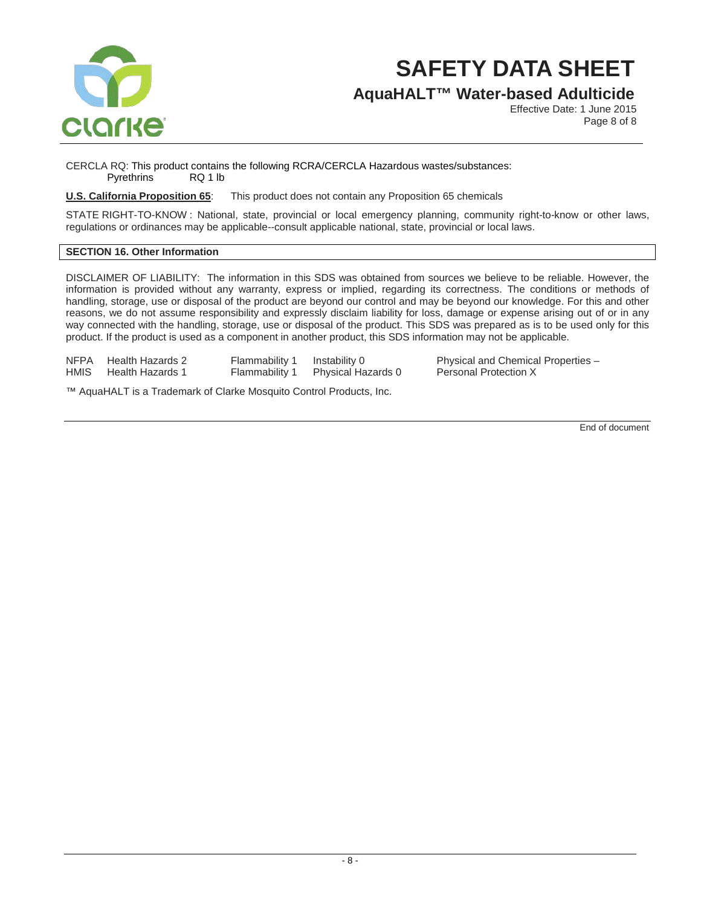CERCLA RQ: This product contains the following RCRA/CERCLA Hazardous wastes/substances:
Pyrethrins RQ 1 lb

**U.S. California Proposition 65**: This product does not contain any Proposition 65 chemicals

STATE RIGHT-TO-KNOW : National, state, provincial or local emergency planning, community right-to-know or other laws, regulations or ordinances may be applicable--consult applicable national, state, provincial or local laws.

## SECTION 16. Other Information

DISCLAIMER OF LIABILITY: The information in this SDS was obtained from sources we believe to be reliable. However, the information is provided without any warranty, express or implied, regarding its correctness. The conditions or methods of handling, storage, use or disposal of the product are beyond our control and may be beyond our knowledge. For this and other reasons, we do not assume responsibility and expressly disclaim liability for loss, damage or expense arising out of or in any way connected with the handling, storage, use or disposal of the product. This SDS was prepared as is to be used only for this product. If the product is used as a component in another product, this SDS information may not be applicable.

| | | | | |
|---|---|---|---|---|
| NFPA | Health Hazards 2 | Flammability 1 | Instability 0 | Physical and Chemical Properties – |
| HMIS | Health Hazards 1 | Flammability 1 | Physical Hazards 0 | Personal Protection X |

™ AquaHALT is a Trademark of Clarke Mosquito Control Products, Inc.

End of document